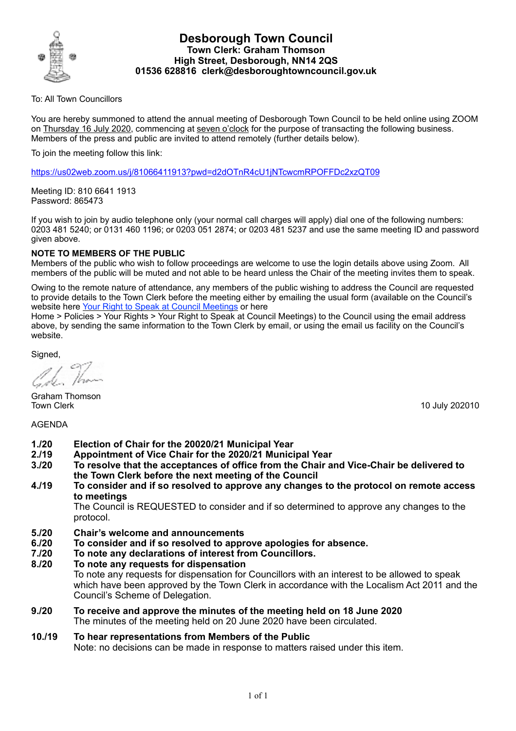# Desborough Town Council

**Town Clerk: Graham Thomson**
**High Street, Desborough, NN14 2QS**
**01536 628816 clerk@desboroughtowncouncil.gov.uk**

To: All Town Councillors

You are hereby summoned to attend the annual meeting of Desborough Town Council to be held online using ZOOM on Thursday 16 July 2020, commencing at seven o'clock for the purpose of transacting the following business. Members of the press and public are invited to attend remotely (further details below).

To join the meeting follow this link:

https://us02web.zoom.us/j/81066411913?pwd=d2dOTnR4cU1jNTcwcmRPOFFDc2xzQT09

Meeting ID: 810 6641 1913
Password: 865473

If you wish to join by audio telephone only (your normal call charges will apply) dial one of the following numbers: 0203 481 5240; or 0131 460 1196; or 0203 051 2874; or 0203 481 5237 and use the same meeting ID and password given above.

**NOTE TO MEMBERS OF THE PUBLIC**

Members of the public who wish to follow proceedings are welcome to use the login details above using Zoom. All members of the public will be muted and not able to be heard unless the Chair of the meeting invites them to speak.

Owing to the remote nature of attendance, any members of the public wishing to address the Council are requested to provide details to the Town Clerk before the meeting either by emailing the usual form (available on the Council's website here Your Right to Speak at Council Meetings or here
Home > Policies > Your Rights > Your Right to Speak at Council Meetings) to the Council using the email address above, by sending the same information to the Town Clerk by email, or using the email us facility on the Council's website.

Signed,

Graham Thomson
Town Clerk

10 July 202010

AGENDA

**1./20 Election of Chair for the 20020/21 Municipal Year**

**2./19 Appointment of Vice Chair for the 2020/21 Municipal Year**

**3./20 To resolve that the acceptances of office from the Chair and Vice-Chair be delivered to the Town Clerk before the next meeting of the Council**

**4./19 To consider and if so resolved to approve any changes to the protocol on remote access to meetings**
The Council is REQUESTED to consider and if so determined to approve any changes to the protocol.

**5./20 Chair's welcome and announcements**

**6./20 To consider and if so resolved to approve apologies for absence.**

**7./20 To note any declarations of interest from Councillors.**

**8./20 To note any requests for dispensation**
To note any requests for dispensation for Councillors with an interest to be allowed to speak which have been approved by the Town Clerk in accordance with the Localism Act 2011 and the Council's Scheme of Delegation.

**9./20 To receive and approve the minutes of the meeting held on 18 June 2020**
The minutes of the meeting held on 20 June 2020 have been circulated.

**10./19 To hear representations from Members of the Public**
Note: no decisions can be made in response to matters raised under this item.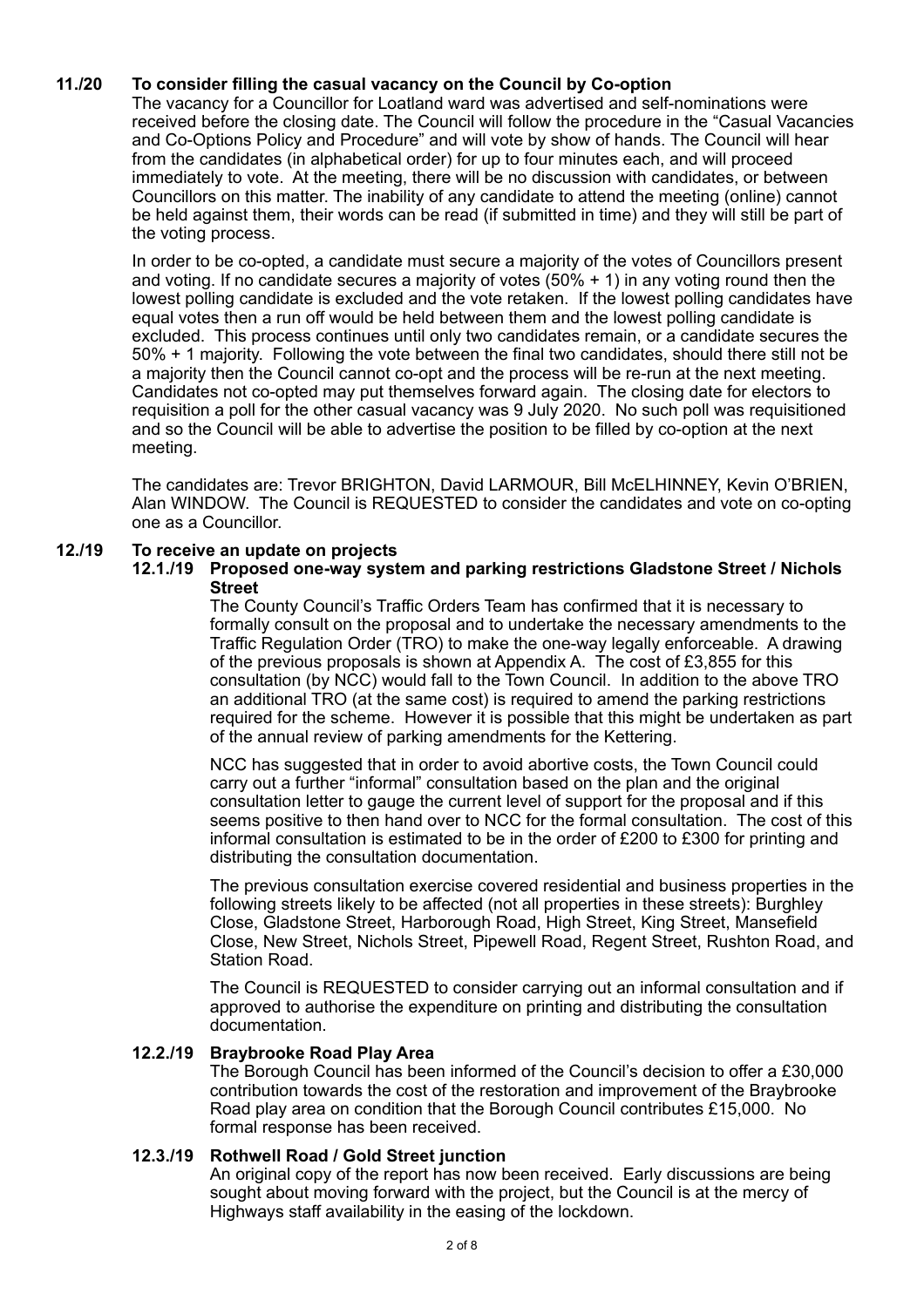## 11./20 To consider filling the casual vacancy on the Council by Co-option

The vacancy for a Councillor for Loatland ward was advertised and self-nominations were received before the closing date. The Council will follow the procedure in the "Casual Vacancies and Co-Options Policy and Procedure" and will vote by show of hands. The Council will hear from the candidates (in alphabetical order) for up to four minutes each, and will proceed immediately to vote. At the meeting, there will be no discussion with candidates, or between Councillors on this matter. The inability of any candidate to attend the meeting (online) cannot be held against them, their words can be read (if submitted in time) and they will still be part of the voting process.

In order to be co-opted, a candidate must secure a majority of the votes of Councillors present and voting. If no candidate secures a majority of votes (50% + 1) in any voting round then the lowest polling candidate is excluded and the vote retaken. If the lowest polling candidates have equal votes then a run off would be held between them and the lowest polling candidate is excluded. This process continues until only two candidates remain, or a candidate secures the 50% + 1 majority. Following the vote between the final two candidates, should there still not be a majority then the Council cannot co-opt and the process will be re-run at the next meeting. Candidates not co-opted may put themselves forward again. The closing date for electors to requisition a poll for the other casual vacancy was 9 July 2020. No such poll was requisitioned and so the Council will be able to advertise the position to be filled by co-option at the next meeting.

The candidates are: Trevor BRIGHTON, David LARMOUR, Bill McELHINNEY, Kevin O'BRIEN, Alan WINDOW. The Council is REQUESTED to consider the candidates and vote on co-opting one as a Councillor.

## 12./19 To receive an update on projects

### 12.1./19 Proposed one-way system and parking restrictions Gladstone Street / Nichols Street

The County Council's Traffic Orders Team has confirmed that it is necessary to formally consult on the proposal and to undertake the necessary amendments to the Traffic Regulation Order (TRO) to make the one-way legally enforceable. A drawing of the previous proposals is shown at Appendix A. The cost of £3,855 for this consultation (by NCC) would fall to the Town Council. In addition to the above TRO an additional TRO (at the same cost) is required to amend the parking restrictions required for the scheme. However it is possible that this might be undertaken as part of the annual review of parking amendments for the Kettering.

NCC has suggested that in order to avoid abortive costs, the Town Council could carry out a further "informal" consultation based on the plan and the original consultation letter to gauge the current level of support for the proposal and if this seems positive to then hand over to NCC for the formal consultation. The cost of this informal consultation is estimated to be in the order of £200 to £300 for printing and distributing the consultation documentation.

The previous consultation exercise covered residential and business properties in the following streets likely to be affected (not all properties in these streets): Burghley Close, Gladstone Street, Harborough Road, High Street, King Street, Mansefield Close, New Street, Nichols Street, Pipewell Road, Regent Street, Rushton Road, and Station Road.

The Council is REQUESTED to consider carrying out an informal consultation and if approved to authorise the expenditure on printing and distributing the consultation documentation.

### 12.2./19 Braybrooke Road Play Area

The Borough Council has been informed of the Council's decision to offer a £30,000 contribution towards the cost of the restoration and improvement of the Braybrooke Road play area on condition that the Borough Council contributes £15,000. No formal response has been received.

### 12.3./19 Rothwell Road / Gold Street junction

An original copy of the report has now been received. Early discussions are being sought about moving forward with the project, but the Council is at the mercy of Highways staff availability in the easing of the lockdown.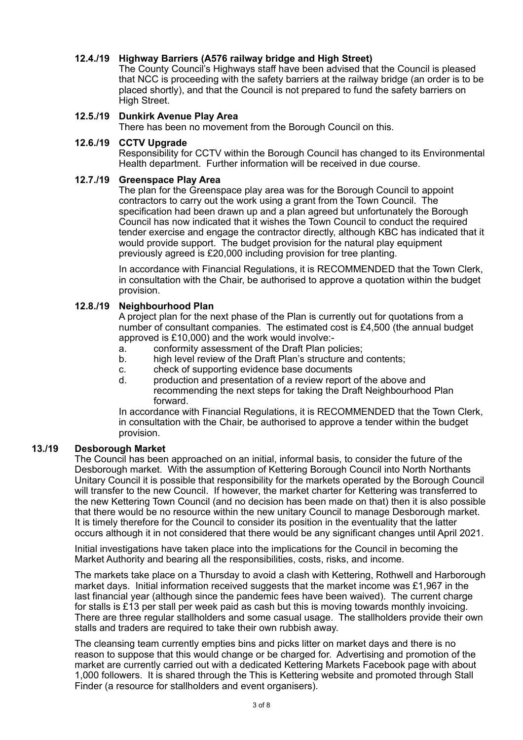**12.4./19 Highway Barriers (A576 railway bridge and High Street)**

The County Council's Highways staff have been advised that the Council is pleased that NCC is proceeding with the safety barriers at the railway bridge (an order is to be placed shortly), and that the Council is not prepared to fund the safety barriers on High Street.

**12.5./19 Dunkirk Avenue Play Area**

There has been no movement from the Borough Council on this.

**12.6./19 CCTV Upgrade**

Responsibility for CCTV within the Borough Council has changed to its Environmental Health department. Further information will be received in due course.

**12.7./19 Greenspace Play Area**

The plan for the Greenspace play area was for the Borough Council to appoint contractors to carry out the work using a grant from the Town Council. The specification had been drawn up and a plan agreed but unfortunately the Borough Council has now indicated that it wishes the Town Council to conduct the required tender exercise and engage the contractor directly, although KBC has indicated that it would provide support. The budget provision for the natural play equipment previously agreed is £20,000 including provision for tree planting.

In accordance with Financial Regulations, it is RECOMMENDED that the Town Clerk, in consultation with the Chair, be authorised to approve a quotation within the budget provision.

**12.8./19 Neighbourhood Plan**

A project plan for the next phase of the Plan is currently out for quotations from a number of consultant companies. The estimated cost is £4,500 (the annual budget approved is £10,000) and the work would involve:-

a. conformity assessment of the Draft Plan policies;
b. high level review of the Draft Plan's structure and contents;
c. check of supporting evidence base documents
d. production and presentation of a review report of the above and recommending the next steps for taking the Draft Neighbourhood Plan forward.

In accordance with Financial Regulations, it is RECOMMENDED that the Town Clerk, in consultation with the Chair, be authorised to approve a tender within the budget provision.

**13./19 Desborough Market**

The Council has been approached on an initial, informal basis, to consider the future of the Desborough market. With the assumption of Kettering Borough Council into North Northants Unitary Council it is possible that responsibility for the markets operated by the Borough Council will transfer to the new Council. If however, the market charter for Kettering was transferred to the new Kettering Town Council (and no decision has been made on that) then it is also possible that there would be no resource within the new unitary Council to manage Desborough market. It is timely therefore for the Council to consider its position in the eventuality that the latter occurs although it in not considered that there would be any significant changes until April 2021.

Initial investigations have taken place into the implications for the Council in becoming the Market Authority and bearing all the responsibilities, costs, risks, and income.

The markets take place on a Thursday to avoid a clash with Kettering, Rothwell and Harborough market days. Initial information received suggests that the market income was £1,967 in the last financial year (although since the pandemic fees have been waived). The current charge for stalls is £13 per stall per week paid as cash but this is moving towards monthly invoicing. There are three regular stallholders and some casual usage. The stallholders provide their own stalls and traders are required to take their own rubbish away.

The cleansing team currently empties bins and picks litter on market days and there is no reason to suppose that this would change or be charged for. Advertising and promotion of the market are currently carried out with a dedicated Kettering Markets Facebook page with about 1,000 followers. It is shared through the This is Kettering website and promoted through Stall Finder (a resource for stallholders and event organisers).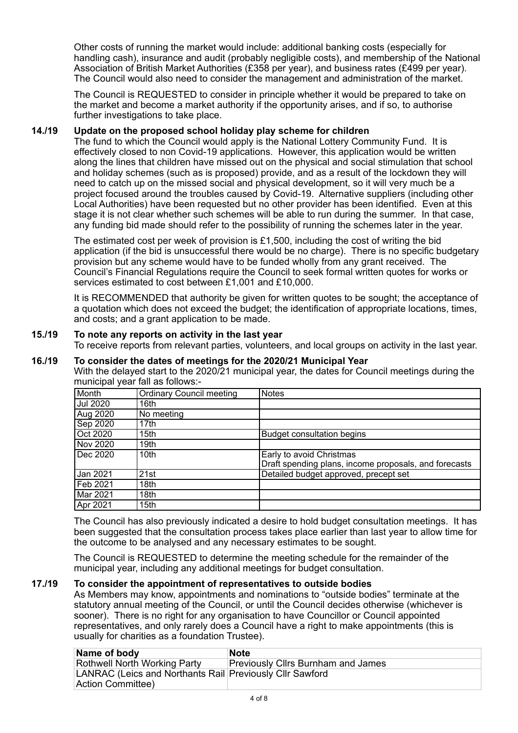Other costs of running the market would include: additional banking costs (especially for handling cash), insurance and audit (probably negligible costs), and membership of the National Association of British Market Authorities (£358 per year), and business rates (£499 per year). The Council would also need to consider the management and administration of the market.

The Council is REQUESTED to consider in principle whether it would be prepared to take on the market and become a market authority if the opportunity arises, and if so, to authorise further investigations to take place.

### 14./19 Update on the proposed school holiday play scheme for children

The fund to which the Council would apply is the National Lottery Community Fund. It is effectively closed to non Covid-19 applications. However, this application would be written along the lines that children have missed out on the physical and social stimulation that school and holiday schemes (such as is proposed) provide, and as a result of the lockdown they will need to catch up on the missed social and physical development, so it will very much be a project focused around the troubles caused by Covid-19. Alternative suppliers (including other Local Authorities) have been requested but no other provider has been identified. Even at this stage it is not clear whether such schemes will be able to run during the summer. In that case, any funding bid made should refer to the possibility of running the schemes later in the year.

The estimated cost per week of provision is £1,500, including the cost of writing the bid application (if the bid is unsuccessful there would be no charge). There is no specific budgetary provision but any scheme would have to be funded wholly from any grant received. The Council's Financial Regulations require the Council to seek formal written quotes for works or services estimated to cost between £1,001 and £10,000.

It is RECOMMENDED that authority be given for written quotes to be sought; the acceptance of a quotation which does not exceed the budget; the identification of appropriate locations, times, and costs; and a grant application to be made.

### 15./19 To note any reports on activity in the last year

To receive reports from relevant parties, volunteers, and local groups on activity in the last year.

### 16./19 To consider the dates of meetings for the 2020/21 Municipal Year

With the delayed start to the 2020/21 municipal year, the dates for Council meetings during the municipal year fall as follows:-

| Month | Ordinary Council meeting | Notes |
|---|---|---|
| Jul 2020 | 16th | |
| Aug 2020 | No meeting | |
| Sep 2020 | 17th | |
| Oct 2020 | 15th | Budget consultation begins |
| Nov 2020 | 19th | |
| Dec 2020 | 10th | Early to avoid Christmas<br>Draft spending plans, income proposals, and forecasts |
| Jan 2021 | 21st | Detailed budget approved, precept set |
| Feb 2021 | 18th | |
| Mar 2021 | 18th | |
| Apr 2021 | 15th | |

The Council has also previously indicated a desire to hold budget consultation meetings. It has been suggested that the consultation process takes place earlier than last year to allow time for the outcome to be analysed and any necessary estimates to be sought.

The Council is REQUESTED to determine the meeting schedule for the remainder of the municipal year, including any additional meetings for budget consultation.

### 17./19 To consider the appointment of representatives to outside bodies

As Members may know, appointments and nominations to "outside bodies" terminate at the statutory annual meeting of the Council, or until the Council decides otherwise (whichever is sooner). There is no right for any organisation to have Councillor or Council appointed representatives, and only rarely does a Council have a right to make appointments (this is usually for charities as a foundation Trustee).

| Name of body | Note |
|---|---|
| Rothwell North Working Party | Previously Cllrs Burnham and James |
| LANRAC (Leics and Northants Rail Action Committee) | Previously Cllr Sawford |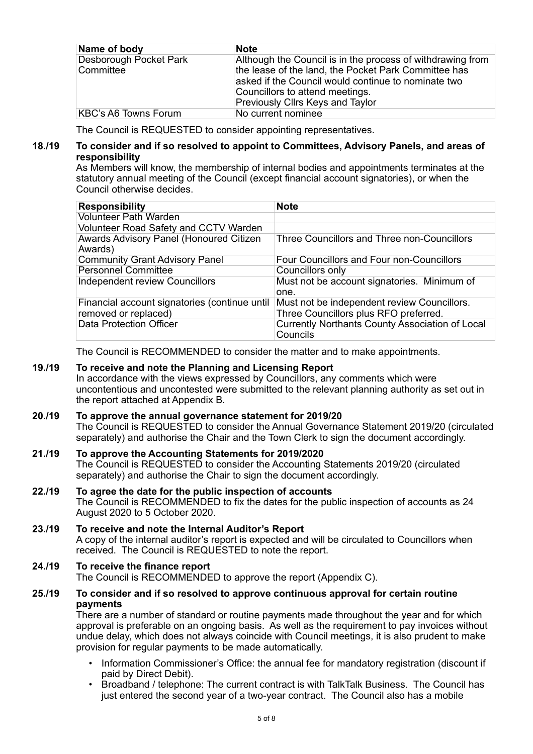| Name of body | Note |
|---|---|
| Desborough Pocket Park Committee | Although the Council is in the process of withdrawing from the lease of the land, the Pocket Park Committee has asked if the Council would continue to nominate two Councillors to attend meetings. Previously Cllrs Keys and Taylor |
| KBC's A6 Towns Forum | No current nominee |

The Council is REQUESTED to consider appointing representatives.

**18./19 To consider and if so resolved to appoint to Committees, Advisory Panels, and areas of responsibility**

As Members will know, the membership of internal bodies and appointments terminates at the statutory annual meeting of the Council (except financial account signatories), or when the Council otherwise decides.

| Responsibility | Note |
|---|---|
| Volunteer Path Warden | |
| Volunteer Road Safety and CCTV Warden | |
| Awards Advisory Panel (Honoured Citizen Awards) | Three Councillors and Three non-Councillors |
| Community Grant Advisory Panel | Four Councillors and Four non-Councillors |
| Personnel Committee | Councillors only |
| Independent review Councillors | Must not be account signatories. Minimum of one. |
| Financial account signatories (continue until removed or replaced) | Must not be independent review Councillors. Three Councillors plus RFO preferred. |
| Data Protection Officer | Currently Northants County Association of Local Councils |

The Council is RECOMMENDED to consider the matter and to make appointments.

**19./19 To receive and note the Planning and Licensing Report**

In accordance with the views expressed by Councillors, any comments which were uncontentious and uncontested were submitted to the relevant planning authority as set out in the report attached at Appendix B.

**20./19 To approve the annual governance statement for 2019/20**

The Council is REQUESTED to consider the Annual Governance Statement 2019/20 (circulated separately) and authorise the Chair and the Town Clerk to sign the document accordingly.

**21./19 To approve the Accounting Statements for 2019/2020**

The Council is REQUESTED to consider the Accounting Statements 2019/20 (circulated separately) and authorise the Chair to sign the document accordingly.

**22./19 To agree the date for the public inspection of accounts**

The Council is RECOMMENDED to fix the dates for the public inspection of accounts as 24 August 2020 to 5 October 2020.

**23./19 To receive and note the Internal Auditor's Report**

A copy of the internal auditor's report is expected and will be circulated to Councillors when received. The Council is REQUESTED to note the report.

**24./19 To receive the finance report**

The Council is RECOMMENDED to approve the report (Appendix C).

**25./19 To consider and if so resolved to approve continuous approval for certain routine payments**

There are a number of standard or routine payments made throughout the year and for which approval is preferable on an ongoing basis. As well as the requirement to pay invoices without undue delay, which does not always coincide with Council meetings, it is also prudent to make provision for regular payments to be made automatically.

- Information Commissioner's Office: the annual fee for mandatory registration (discount if paid by Direct Debit).
- Broadband / telephone: The current contract is with TalkTalk Business. The Council has just entered the second year of a two-year contract. The Council also has a mobile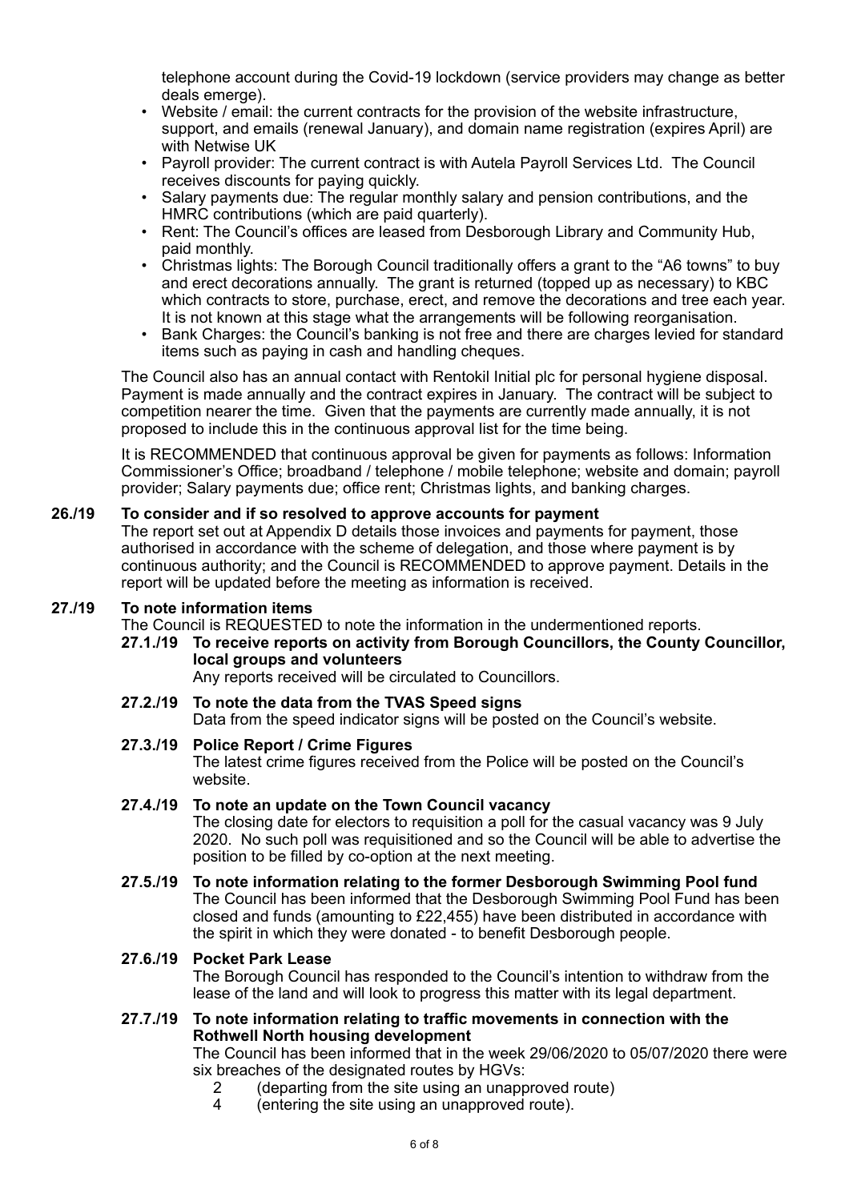telephone account during the Covid-19 lockdown (service providers may change as better deals emerge).

- Website / email: the current contracts for the provision of the website infrastructure, support, and emails (renewal January), and domain name registration (expires April) are with Netwise UK
- Payroll provider: The current contract is with Autela Payroll Services Ltd. The Council receives discounts for paying quickly.
- Salary payments due: The regular monthly salary and pension contributions, and the HMRC contributions (which are paid quarterly).
- Rent: The Council's offices are leased from Desborough Library and Community Hub, paid monthly.
- Christmas lights: The Borough Council traditionally offers a grant to the "A6 towns" to buy and erect decorations annually. The grant is returned (topped up as necessary) to KBC which contracts to store, purchase, erect, and remove the decorations and tree each year. It is not known at this stage what the arrangements will be following reorganisation.
- Bank Charges: the Council's banking is not free and there are charges levied for standard items such as paying in cash and handling cheques.

The Council also has an annual contact with Rentokil Initial plc for personal hygiene disposal. Payment is made annually and the contract expires in January. The contract will be subject to competition nearer the time. Given that the payments are currently made annually, it is not proposed to include this in the continuous approval list for the time being.

It is RECOMMENDED that continuous approval be given for payments as follows: Information Commissioner's Office; broadband / telephone / mobile telephone; website and domain; payroll provider; Salary payments due; office rent; Christmas lights, and banking charges.

**26./19 To consider and if so resolved to approve accounts for payment**

The report set out at Appendix D details those invoices and payments for payment, those authorised in accordance with the scheme of delegation, and those where payment is by continuous authority; and the Council is RECOMMENDED to approve payment. Details in the report will be updated before the meeting as information is received.

**27./19 To note information items**

The Council is REQUESTED to note the information in the undermentioned reports.

**27.1./19 To receive reports on activity from Borough Councillors, the County Councillor, local groups and volunteers**

Any reports received will be circulated to Councillors.

**27.2./19 To note the data from the TVAS Speed signs**

Data from the speed indicator signs will be posted on the Council's website.

**27.3./19 Police Report / Crime Figures**

The latest crime figures received from the Police will be posted on the Council's website.

**27.4./19 To note an update on the Town Council vacancy**

The closing date for electors to requisition a poll for the casual vacancy was 9 July 2020. No such poll was requisitioned and so the Council will be able to advertise the position to be filled by co-option at the next meeting.

**27.5./19 To note information relating to the former Desborough Swimming Pool fund**

The Council has been informed that the Desborough Swimming Pool Fund has been closed and funds (amounting to £22,455) have been distributed in accordance with the spirit in which they were donated - to benefit Desborough people.

**27.6./19 Pocket Park Lease**

The Borough Council has responded to the Council's intention to withdraw from the lease of the land and will look to progress this matter with its legal department.

**27.7./19 To note information relating to traffic movements in connection with the Rothwell North housing development**

The Council has been informed that in the week 29/06/2020 to 05/07/2020 there were six breaches of the designated routes by HGVs:

2 (departing from the site using an unapproved route)
4 (entering the site using an unapproved route).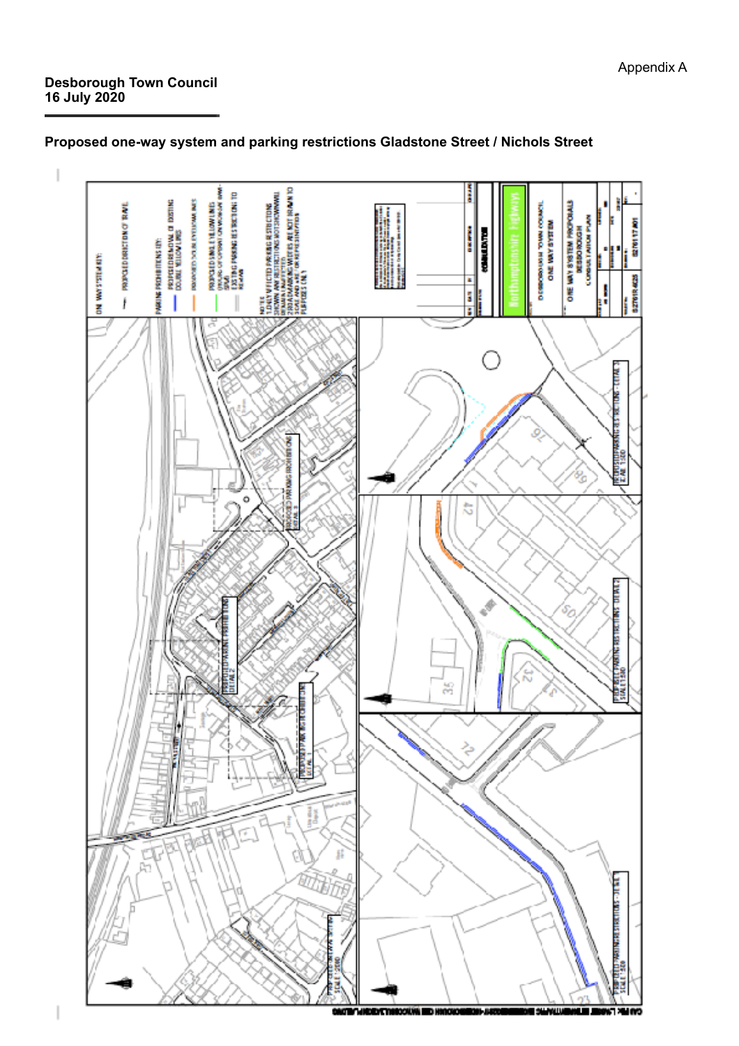Appendix A

**Desborough Town Council**
**16 July 2020**

**Proposed one-way system and parking restrictions Gladstone Street / Nichols Street**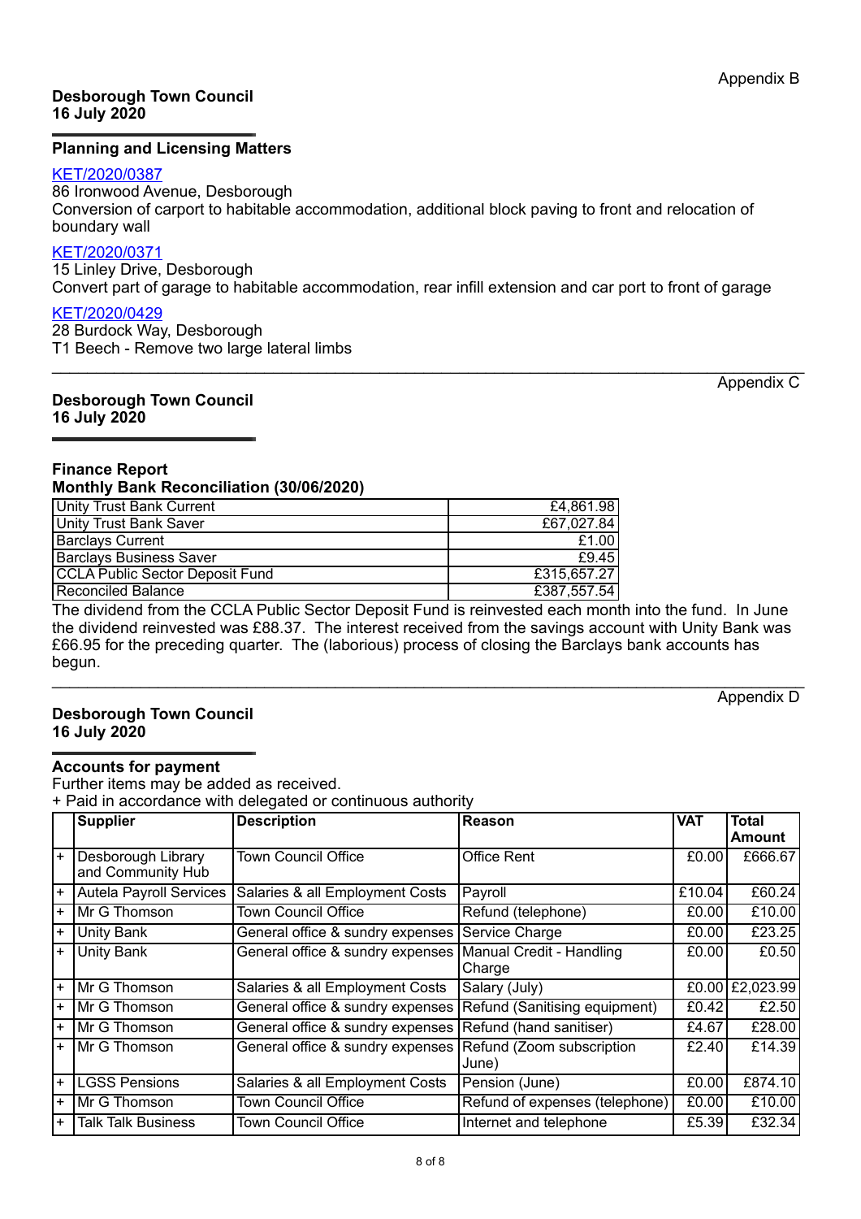Appendix B

**Desborough Town Council**
**16 July 2020**

### Planning and Licensing Matters

KET/2020/0387
86 Ironwood Avenue, Desborough
Conversion of carport to habitable accommodation, additional block paving to front and relocation of boundary wall

KET/2020/0371
15 Linley Drive, Desborough
Convert part of garage to habitable accommodation, rear infill extension and car port to front of garage

KET/2020/0429
28 Burdock Way, Desborough
T1 Beech - Remove two large lateral limbs

---

Appendix C

**Desborough Town Council**
**16 July 2020**

### Finance Report
**Monthly Bank Reconciliation (30/06/2020)**

| | |
|---|---:|
| Unity Trust Bank Current | £4,861.98 |
| Unity Trust Bank Saver | £67,027.84 |
| Barclays Current | £1.00 |
| Barclays Business Saver | £9.45 |
| CCLA Public Sector Deposit Fund | £315,657.27 |
| Reconciled Balance | £387,557.54 |

The dividend from the CCLA Public Sector Deposit Fund is reinvested each month into the fund. In June the dividend reinvested was £88.37. The interest received from the savings account with Unity Bank was £66.95 for the preceding quarter. The (laborious) process of closing the Barclays bank accounts has begun.

---

Appendix D

**Desborough Town Council**
**16 July 2020**

### Accounts for payment
Further items may be added as received.
+ Paid in accordance with delegated or continuous authority

| | Supplier | Description | Reason | VAT | Total Amount |
|---|---|---|---|---:|---:|
| + | Desborough Library and Community Hub | Town Council Office | Office Rent | £0.00 | £666.67 |
| + | Autela Payroll Services | Salaries & all Employment Costs | Payroll | £10.04 | £60.24 |
| + | Mr G Thomson | Town Council Office | Refund (telephone) | £0.00 | £10.00 |
| + | Unity Bank | General office & sundry expenses | Service Charge | £0.00 | £23.25 |
| + | Unity Bank | General office & sundry expenses | Manual Credit - Handling Charge | £0.00 | £0.50 |
| + | Mr G Thomson | Salaries & all Employment Costs | Salary (July) | £0.00 | £2,023.99 |
| + | Mr G Thomson | General office & sundry expenses | Refund (Sanitising equipment) | £0.42 | £2.50 |
| + | Mr G Thomson | General office & sundry expenses | Refund (hand sanitiser) | £4.67 | £28.00 |
| + | Mr G Thomson | General office & sundry expenses | Refund (Zoom subscription June) | £2.40 | £14.39 |
| + | LGSS Pensions | Salaries & all Employment Costs | Pension (June) | £0.00 | £874.10 |
| + | Mr G Thomson | Town Council Office | Refund of expenses (telephone) | £0.00 | £10.00 |
| + | Talk Talk Business | Town Council Office | Internet and telephone | £5.39 | £32.34 |